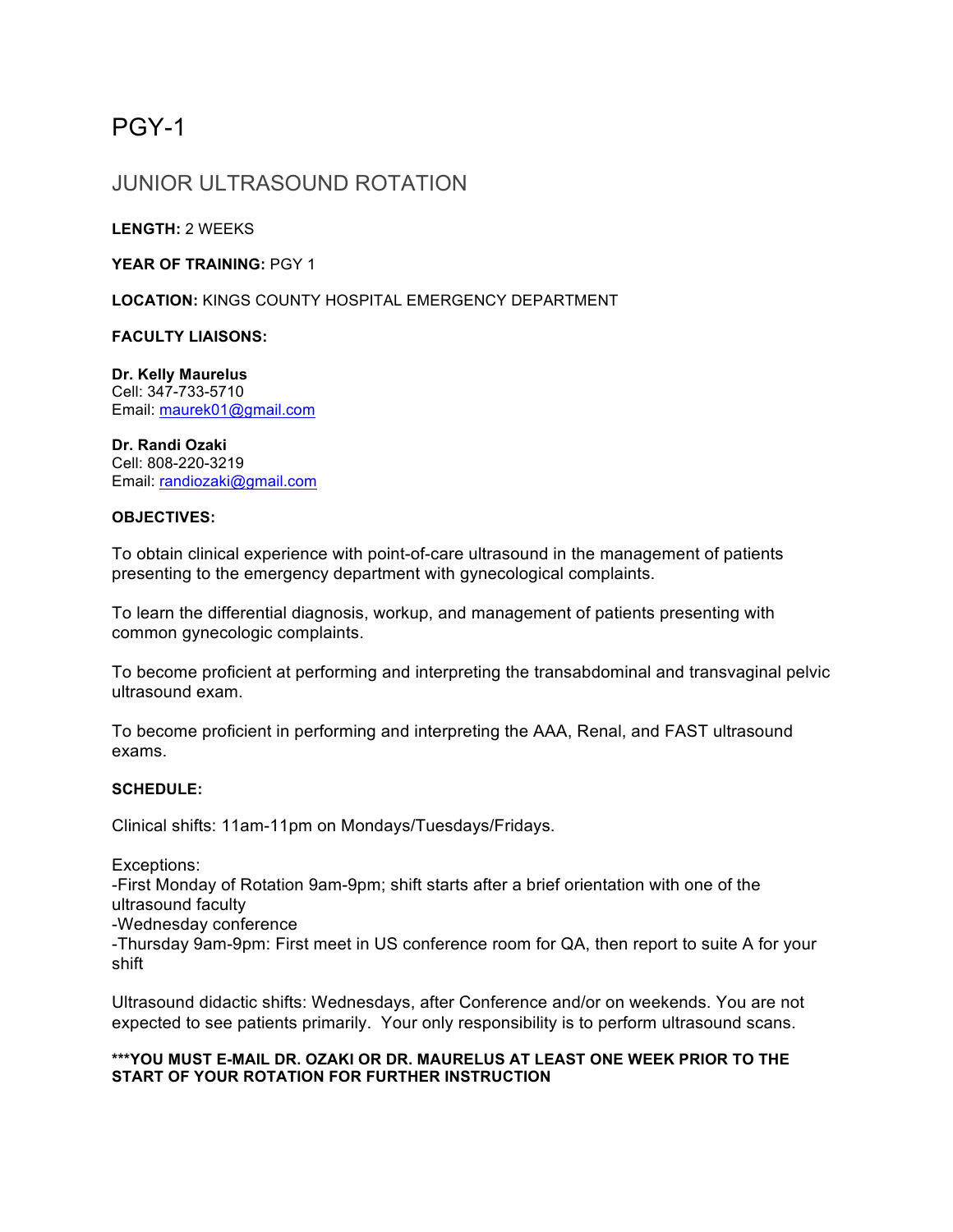# PGY-1

## JUNIOR ULTRASOUND ROTATION

**LENGTH:** 2 WEEKS

**YEAR OF TRAINING:** PGY 1

**LOCATION:** KINGS COUNTY HOSPITAL EMERGENCY DEPARTMENT

**FACULTY LIAISONS:**

**Dr. Kelly Maurelus**
Cell: 347-733-5710
Email: maurek01@gmail.com

**Dr. Randi Ozaki**
Cell: 808-220-3219
Email: randiozaki@gmail.com

**OBJECTIVES:**

To obtain clinical experience with point-of-care ultrasound in the management of patients presenting to the emergency department with gynecological complaints.

To learn the differential diagnosis, workup, and management of patients presenting with common gynecologic complaints.

To become proficient at performing and interpreting the transabdominal and transvaginal pelvic ultrasound exam.

To become proficient in performing and interpreting the AAA, Renal, and FAST ultrasound exams.

**SCHEDULE:**

Clinical shifts: 11am-11pm on Mondays/Tuesdays/Fridays.

Exceptions:
-First Monday of Rotation 9am-9pm; shift starts after a brief orientation with one of the ultrasound faculty
-Wednesday conference
-Thursday 9am-9pm: First meet in US conference room for QA, then report to suite A for your shift

Ultrasound didactic shifts: Wednesdays, after Conference and/or on weekends. You are not expected to see patients primarily. Your only responsibility is to perform ultrasound scans.

**\*\*\*YOU MUST E-MAIL DR. OZAKI OR DR. MAURELUS AT LEAST ONE WEEK PRIOR TO THE START OF YOUR ROTATION FOR FURTHER INSTRUCTION**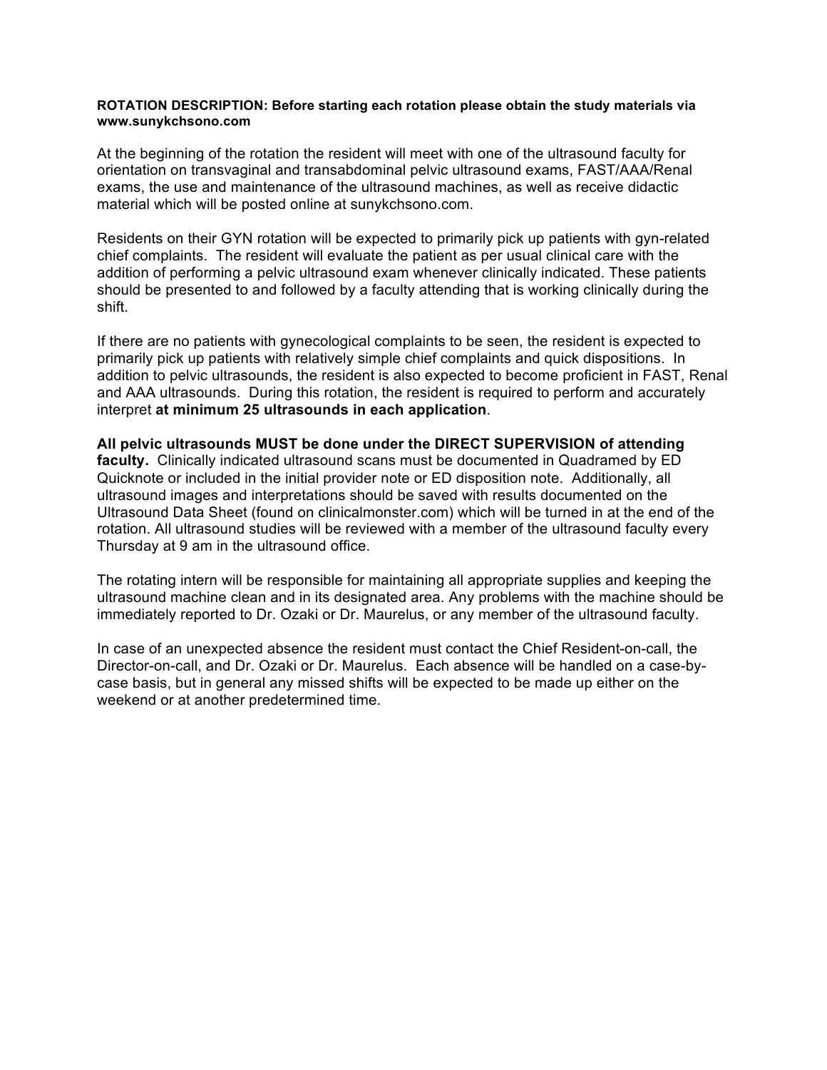**ROTATION DESCRIPTION: Before starting each rotation please obtain the study materials via www.sunykchsono.com**

At the beginning of the rotation the resident will meet with one of the ultrasound faculty for orientation on transvaginal and transabdominal pelvic ultrasound exams, FAST/AAA/Renal exams, the use and maintenance of the ultrasound machines, as well as receive didactic material which will be posted online at sunykchsono.com.

Residents on their GYN rotation will be expected to primarily pick up patients with gyn-related chief complaints. The resident will evaluate the patient as per usual clinical care with the addition of performing a pelvic ultrasound exam whenever clinically indicated. These patients should be presented to and followed by a faculty attending that is working clinically during the shift.

If there are no patients with gynecological complaints to be seen, the resident is expected to primarily pick up patients with relatively simple chief complaints and quick dispositions. In addition to pelvic ultrasounds, the resident is also expected to become proficient in FAST, Renal and AAA ultrasounds. During this rotation, the resident is required to perform and accurately interpret **at minimum 25 ultrasounds in each application**.

**All pelvic ultrasounds MUST be done under the DIRECT SUPERVISION of attending faculty.** Clinically indicated ultrasound scans must be documented in Quadramed by ED Quicknote or included in the initial provider note or ED disposition note. Additionally, all ultrasound images and interpretations should be saved with results documented on the Ultrasound Data Sheet (found on clinicalmonster.com) which will be turned in at the end of the rotation. All ultrasound studies will be reviewed with a member of the ultrasound faculty every Thursday at 9 am in the ultrasound office.

The rotating intern will be responsible for maintaining all appropriate supplies and keeping the ultrasound machine clean and in its designated area. Any problems with the machine should be immediately reported to Dr. Ozaki or Dr. Maurelus, or any member of the ultrasound faculty.

In case of an unexpected absence the resident must contact the Chief Resident-on-call, the Director-on-call, and Dr. Ozaki or Dr. Maurelus. Each absence will be handled on a case-by-case basis, but in general any missed shifts will be expected to be made up either on the weekend or at another predetermined time.